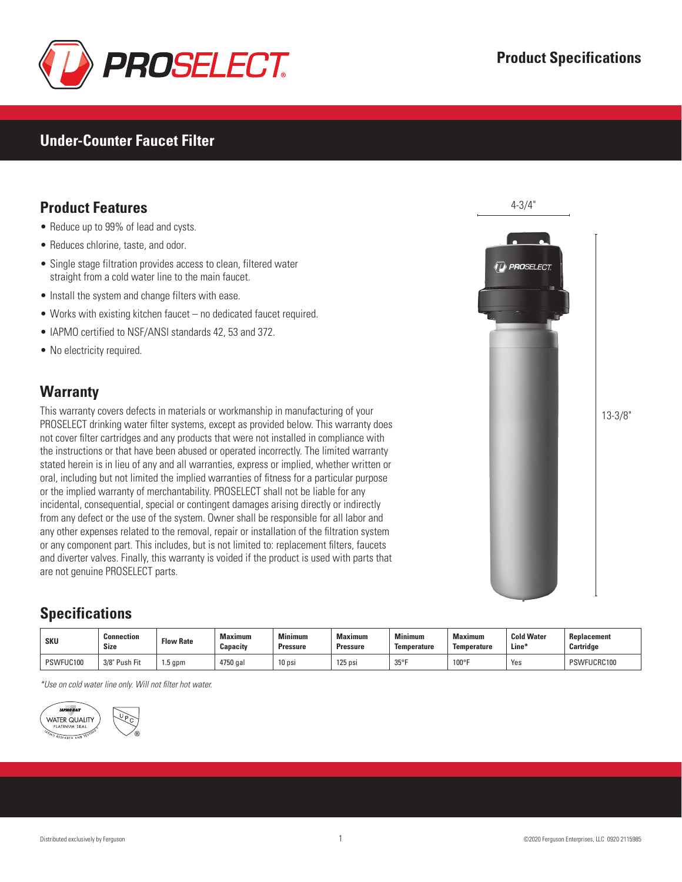# PROSELECT

**Product Specifications**

## Under-Counter Faucet Filter

### Product Features

- Reduce up to 99% of lead and cysts.
- Reduces chlorine, taste, and odor.
- Single stage filtration provides access to clean, filtered water straight from a cold water line to the main faucet.
- Install the system and change filters with ease.
- Works with existing kitchen faucet – no dedicated faucet required.
- IAPMO certified to NSF/ANSI standards 42, 53 and 372.
- No electricity required.

4-3/4"

13-3/8"

### Warranty

This warranty covers defects in materials or workmanship in manufacturing of your PROSELECT drinking water filter systems, except as provided below. This warranty does not cover filter cartridges and any products that were not installed in compliance with the instructions or that have been abused or operated incorrectly. The limited warranty stated herein is in lieu of any and all warranties, express or implied, whether written or oral, including but not limited the implied warranties of fitness for a particular purpose or the implied warranty of merchantability. PROSELECT shall not be liable for any incidental, consequential, special or contingent damages arising directly or indirectly from any defect or the use of the system. Owner shall be responsible for all labor and any other expenses related to the removal, repair or installation of the filtration system or any component part. This includes, but is not limited to: replacement filters, faucets and diverter valves. Finally, this warranty is voided if the product is used with parts that are not genuine PROSELECT parts.

### Specifications

| SKU | Connection Size | Flow Rate | Maximum Capacity | Minimum Pressure | Maximum Pressure | Minimum Temperature | Maximum Temperature | Cold Water Line* | Replacement Cartridge |
|---|---|---|---|---|---|---|---|---|---|
| PSWFUC100 | 3/8" Push Fit | 1.5 gpm | 4750 gal | 10 psi | 125 psi | 35°F | 100°F | Yes | PSWFUCRC100 |

*\*Use on cold water line only. Will not filter hot water.*

IAPMO R&T WATER QUALITY PLATINUM SEAL

UPC

Distributed exclusively by Ferguson

©2020 Ferguson Enterprises, LLC 0920 2115985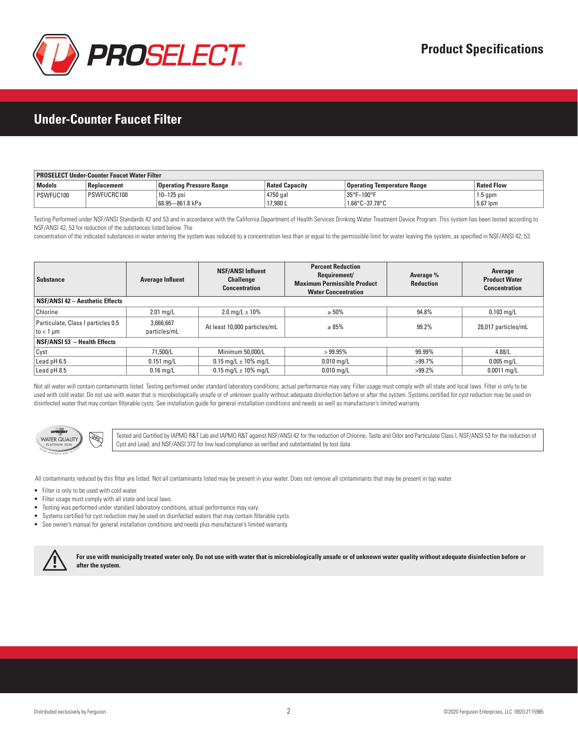**Product Specifications**

## Under-Counter Faucet Filter

| PROSELECT Under-Counter Faucet Water Filter | | | | | |
|---|---|---|---|---|---|
| **Models** | **Replacement** | **Operating Pressure Range** | **Rated Capacity** | **Operating Temperature Range** | **Rated Flow** |
| PSWFUC100 | PSWFUCRC100 | 10–125 psi<br>68.95—861.8 kPa | 4750 gal<br>17,980 L | 35°F–100°F<br>1.66°C–37.78°C | 1.5 gpm<br>5.67 lpm |

Testing Performed under NSF/ANSI Standards 42 and 53 and in accordance with the California Department of Health Services Drinking Water Treatment Device Program. This system has been tested according to NSF/ANSI 42, 53 for reduction of the substances listed below. The

concentration of the indicated substances in water entering the system was reduced to a concentration less than or equal to the permissible limit for water leaving the system, as specified in NSF/ANSI 42, 53.

| Substance | Average Influent | NSF/ANSI Influent Challenge Concentration | Percent Reduction Requirement/ Maximum Permissible Product Water Concentration | Average % Reduction | Average Product Water Concentration |
|---|---|---|---|---|---|
| **NSF/ANSI 42 – Aesthetic Effects** | | | | | |
| Chlorine | 2.01 mg/L | 2.0 mg/L ± 10% | ≥ 50% | 94.8% | 0.103 mg/L |
| Particulate, Class I particles 0.5 to < 1 µm | 3,666,667 particles/mL | At least 10,000 particles/mL | ≥ 85% | 99.2% | 28,017 particles/mL |
| **NSF/ANSI 53 – Health Effects** | | | | | |
| Cyst | 71,500/L | Minimum 50,000/L | > 99.95% | 99.99% | 4.88/L |
| Lead pH 6.5 | 0.151 mg/L | 0.15 mg/L ± 10% mg/L | 0.010 mg/L | >99.7% | 0.005 mg/L |
| Lead pH 8.5 | 0.16 mg/L | 0.15 mg/L ± 10% mg/L | 0.010 mg/L | >99.2% | 0.0011 mg/L |

Not all water will contain contaminants listed. Testing performed under standard laboratory conditions; actual performance may vary. Filter usage must comply with all state and local laws. Filter is only to be used with cold water. Do not use with water that is microbiologically unsafe or of unknown quality without adequate disinfection before or after the system. Systems certified for cyst reduction may be used on disinfected water that may contain filterable cysts. See installation guide for general installation conditions and needs as well as manufacturer's limited warranty.

Tested and Certified by IAPMO R&T Lab and IAPMO R&T against NSF/ANSI 42 for the reduction of Chlorine, Taste and Odor and Particulate Class I; NSF/ANSI 53 for the reduction of Cyst and Lead; and NSF/ANSI 372 for low lead compliance as verified and substantiated by test data.

All contaminants reduced by this filter are listed. Not all contaminants listed may be present in your water. Does not remove all contaminants that may be present in tap water.

- Filter is only to be used with cold water.
- Filter usage must comply with all state and local laws.
- Testing was performed under standard laboratory conditions, actual performance may vary.
- Systems certified for cyst reduction may be used on disinfected waters that may contain filterable cysts.
- See owner's manual for general installation conditions and needs plus manufacturer's limited warranty.

**For use with municipally treated water only. Do not use with water that is microbiologically unsafe or of unknown water quality without adequate disinfection before or after the system.**

Distributed exclusively by Ferguson

©2020 Ferguson Enterprises, LLC 0920 2115985